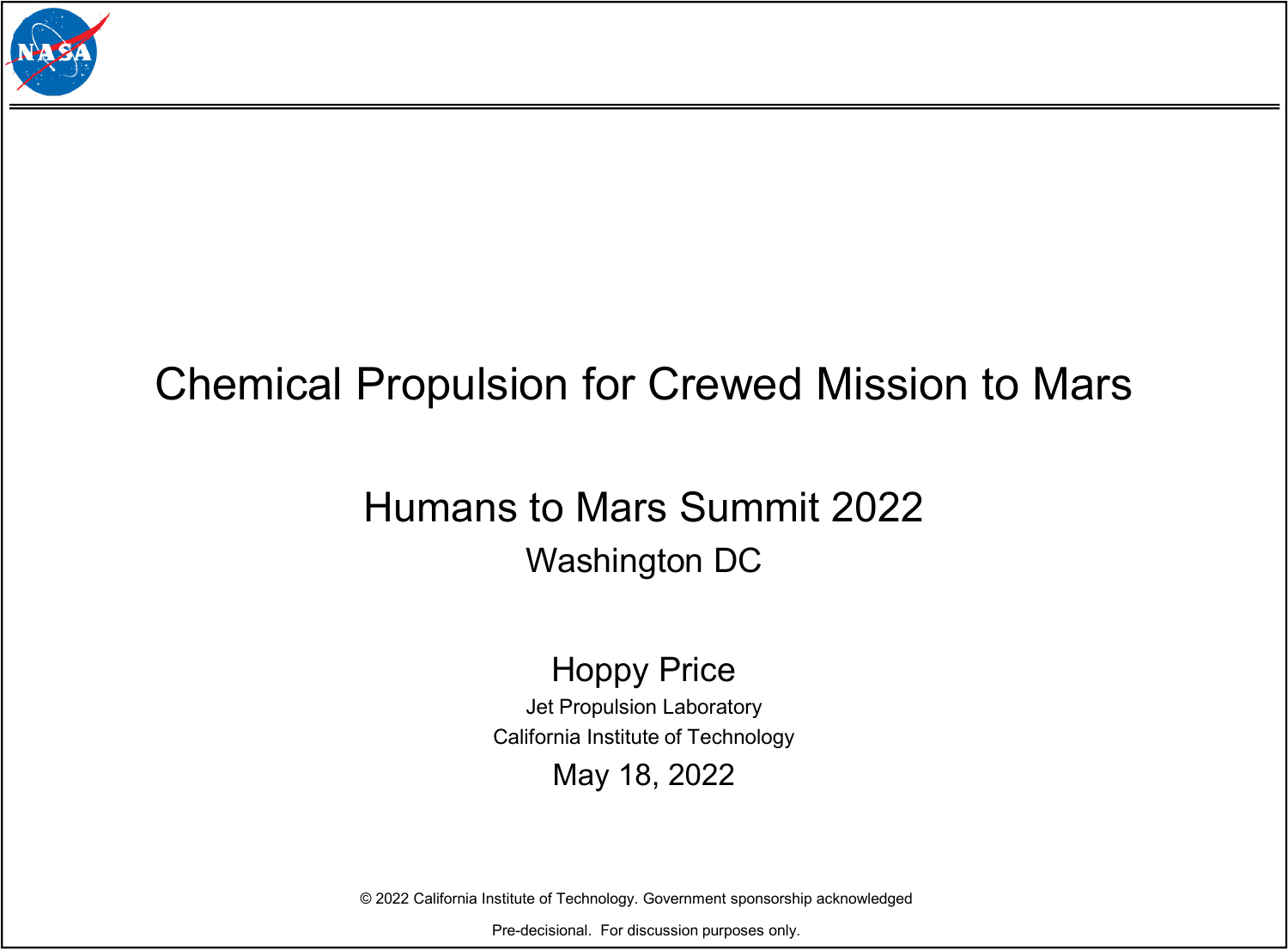# Chemical Propulsion for Crewed Mission to Mars

## Humans to Mars Summit 2022

Washington DC

Hoppy Price

Jet Propulsion Laboratory

California Institute of Technology

May 18, 2022

© 2022 California Institute of Technology. Government sponsorship acknowledged

Pre-decisional. For discussion purposes only.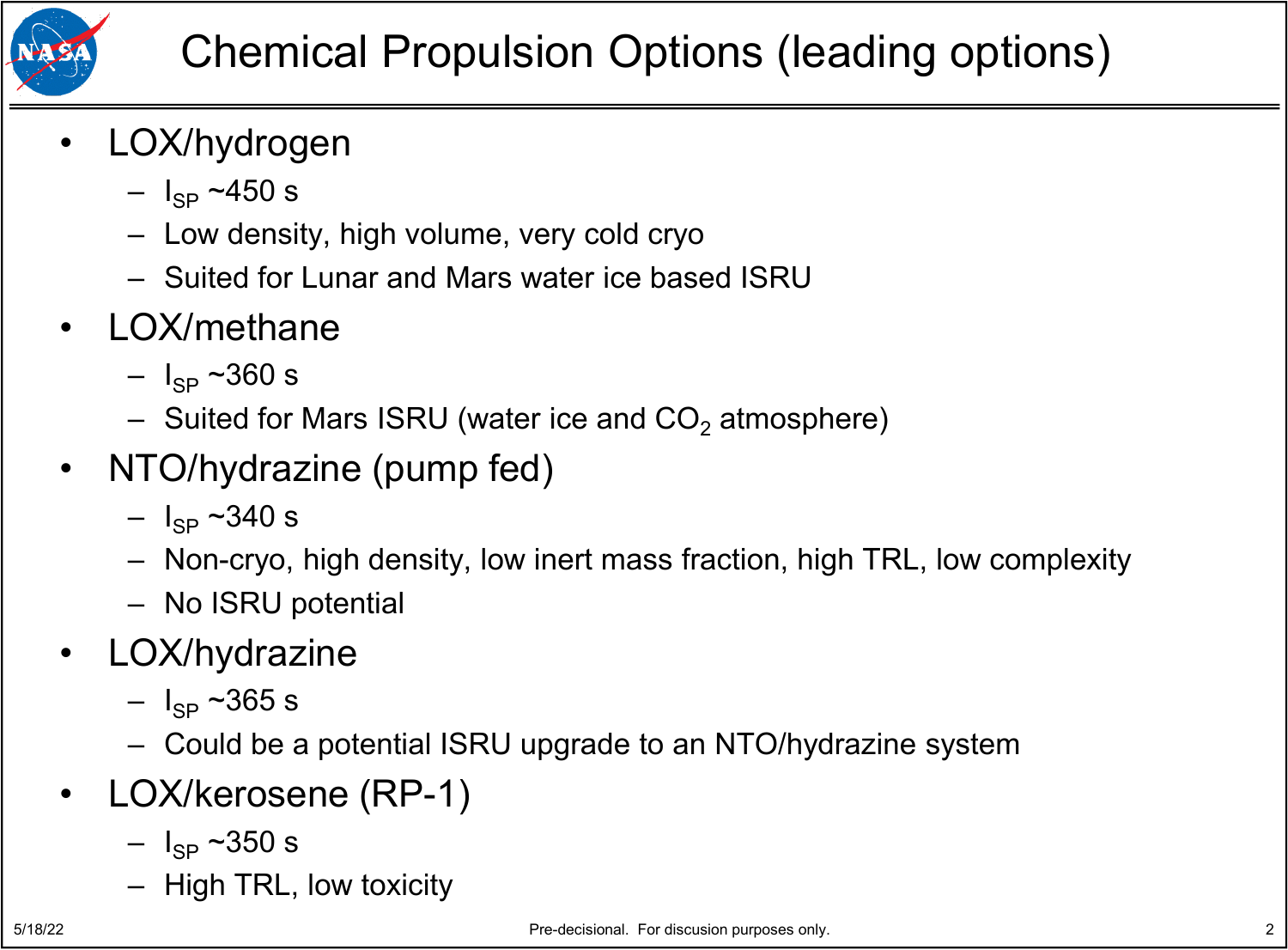# Chemical Propulsion Options (leading options)

- LOX/hydrogen
  - $I_{SP}$ ~450 s
  - Low density, high volume, very cold cryo
  - Suited for Lunar and Mars water ice based ISRU
- LOX/methane
  - $I_{SP}$ ~360 s
  - Suited for Mars ISRU (water ice and $CO_2$ atmosphere)
- NTO/hydrazine (pump fed)
  - $I_{SP}$ ~340 s
  - Non-cryo, high density, low inert mass fraction, high TRL, low complexity
  - No ISRU potential
- LOX/hydrazine
  - $I_{SP}$ ~365 s
  - Could be a potential ISRU upgrade to an NTO/hydrazine system
- LOX/kerosene (RP-1)
  - $I_{SP}$ ~350 s
  - High TRL, low toxicity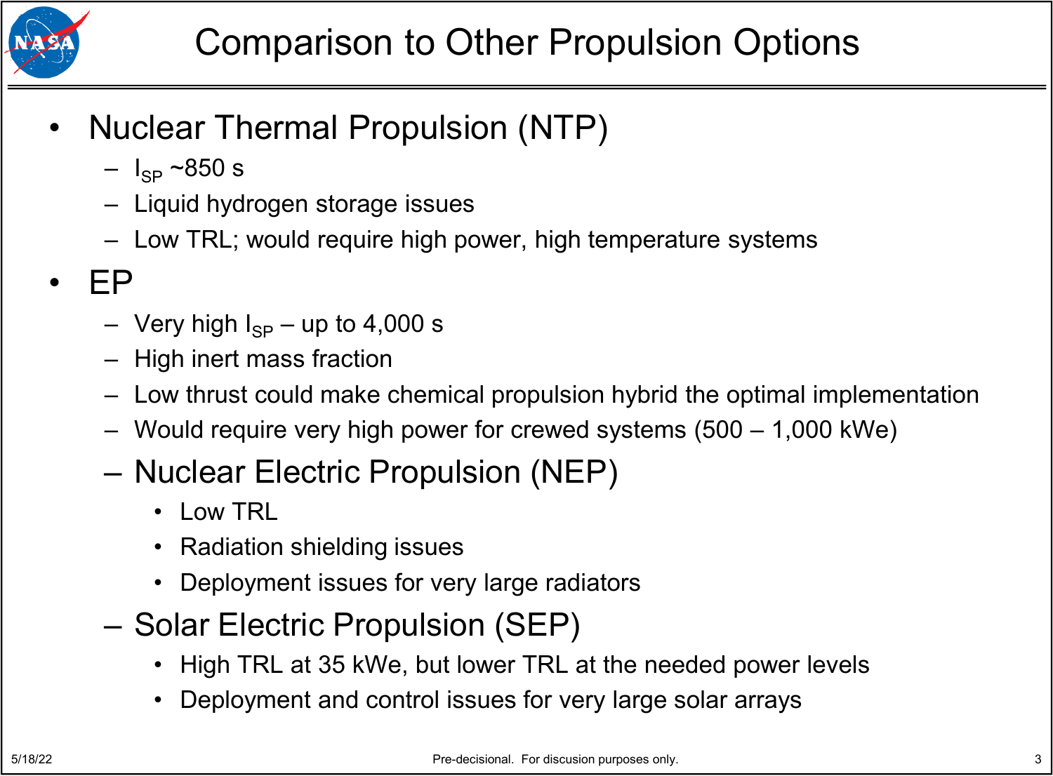# Comparison to Other Propulsion Options

- Nuclear Thermal Propulsion (NTP)
  - $I_{SP}$ ~850 s
  - Liquid hydrogen storage issues
  - Low TRL; would require high power, high temperature systems
- EP
  - Very high $I_{SP}$ – up to 4,000 s
  - High inert mass fraction
  - Low thrust could make chemical propulsion hybrid the optimal implementation
  - Would require very high power for crewed systems (500 – 1,000 kWe)
  - Nuclear Electric Propulsion (NEP)
    - Low TRL
    - Radiation shielding issues
    - Deployment issues for very large radiators
  - Solar Electric Propulsion (SEP)
    - High TRL at 35 kWe, but lower TRL at the needed power levels
    - Deployment and control issues for very large solar arrays

5/18/22 Pre-decisional. For discusion purposes only.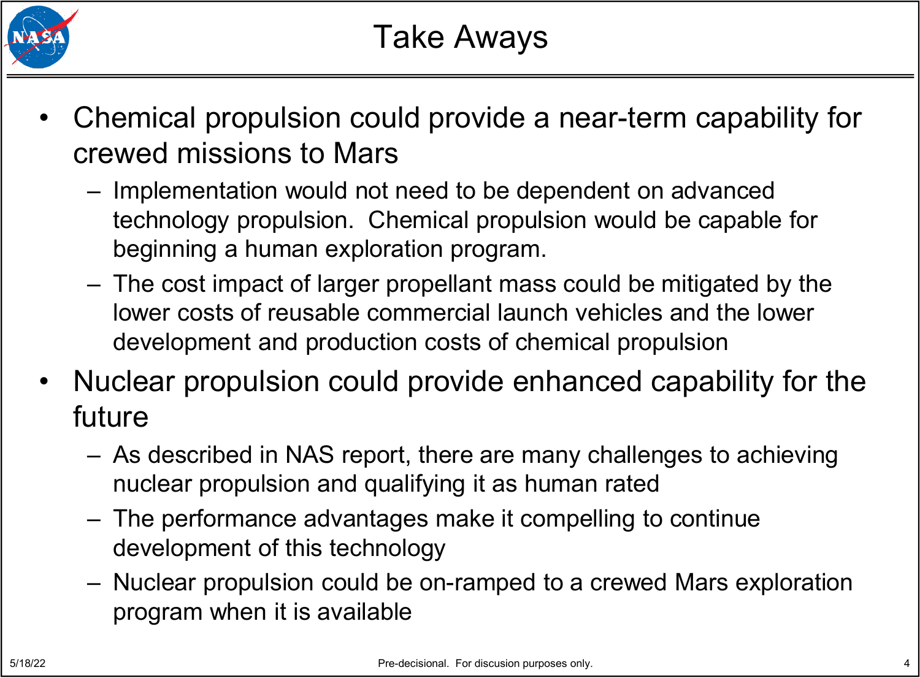# Take Aways

- Chemical propulsion could provide a near-term capability for crewed missions to Mars
  - Implementation would not need to be dependent on advanced technology propulsion. Chemical propulsion would be capable for beginning a human exploration program.
  - The cost impact of larger propellant mass could be mitigated by the lower costs of reusable commercial launch vehicles and the lower development and production costs of chemical propulsion
- Nuclear propulsion could provide enhanced capability for the future
  - As described in NAS report, there are many challenges to achieving nuclear propulsion and qualifying it as human rated
  - The performance advantages make it compelling to continue development of this technology
  - Nuclear propulsion could be on-ramped to a crewed Mars exploration program when it is available